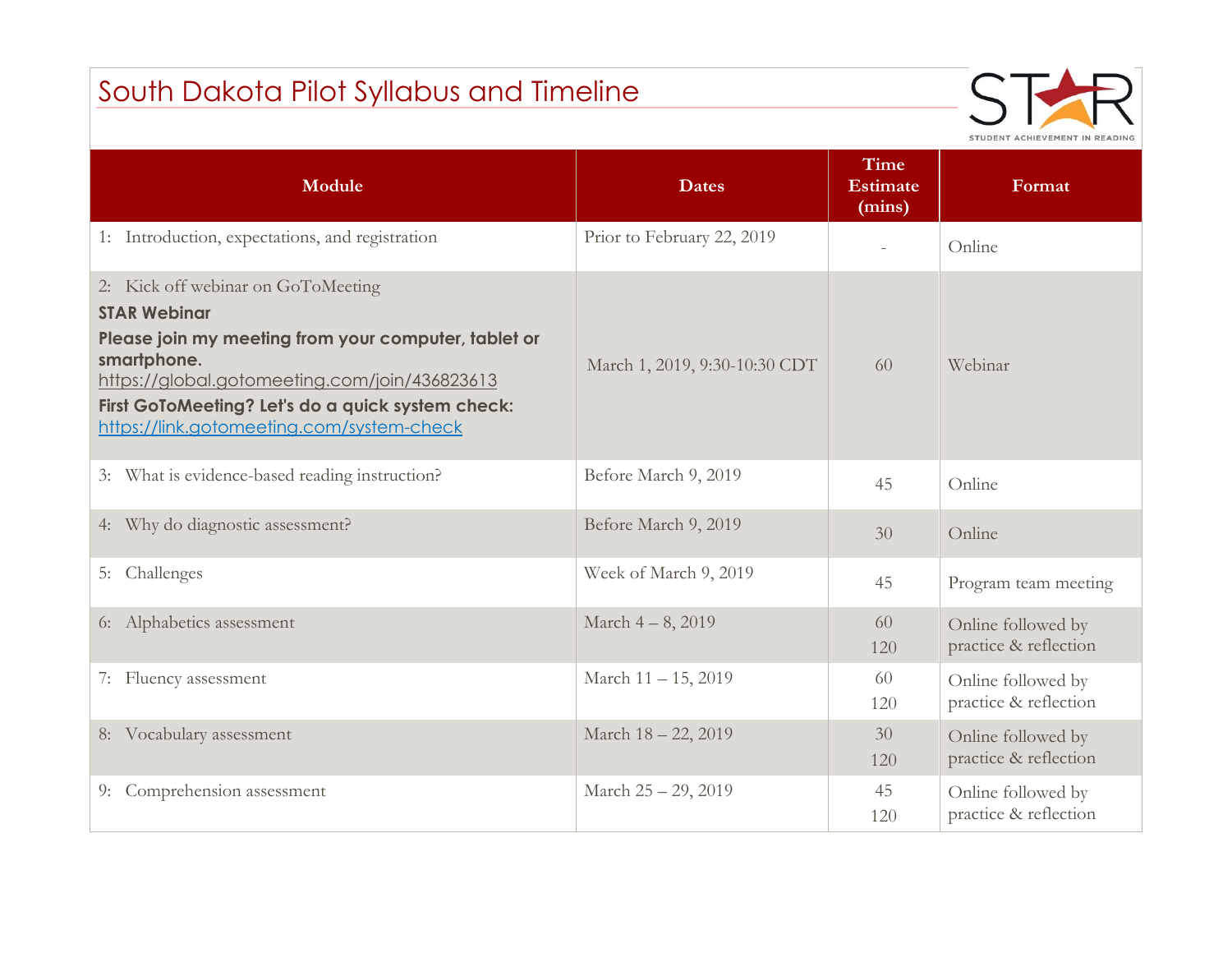# South Dakota Pilot Syllabus and Timeline

STAR
STUDENT ACHIEVEMENT IN READING

| Module | Dates | Time Estimate (mins) | Format |
|---|---|---|---|
| 1: Introduction, expectations, and registration | Prior to February 22, 2019 | - | Online |
| 2: Kick off webinar on GoToMeeting<br>**STAR Webinar**<br>**Please join my meeting from your computer, tablet or smartphone.**<br>https://global.gotomeeting.com/join/436823613<br>**First GoToMeeting? Let's do a quick system check:**<br>https://link.gotomeeting.com/system-check | March 1, 2019, 9:30-10:30 CDT | 60 | Webinar |
| 3: What is evidence-based reading instruction? | Before March 9, 2019 | 45 | Online |
| 4: Why do diagnostic assessment? | Before March 9, 2019 | 30 | Online |
| 5: Challenges | Week of March 9, 2019 | 45 | Program team meeting |
| 6: Alphabetics assessment | March 4 – 8, 2019 | 60<br>120 | Online followed by practice & reflection |
| 7: Fluency assessment | March 11 – 15, 2019 | 60<br>120 | Online followed by practice & reflection |
| 8: Vocabulary assessment | March 18 – 22, 2019 | 30<br>120 | Online followed by practice & reflection |
| 9: Comprehension assessment | March 25 – 29, 2019 | 45<br>120 | Online followed by practice & reflection |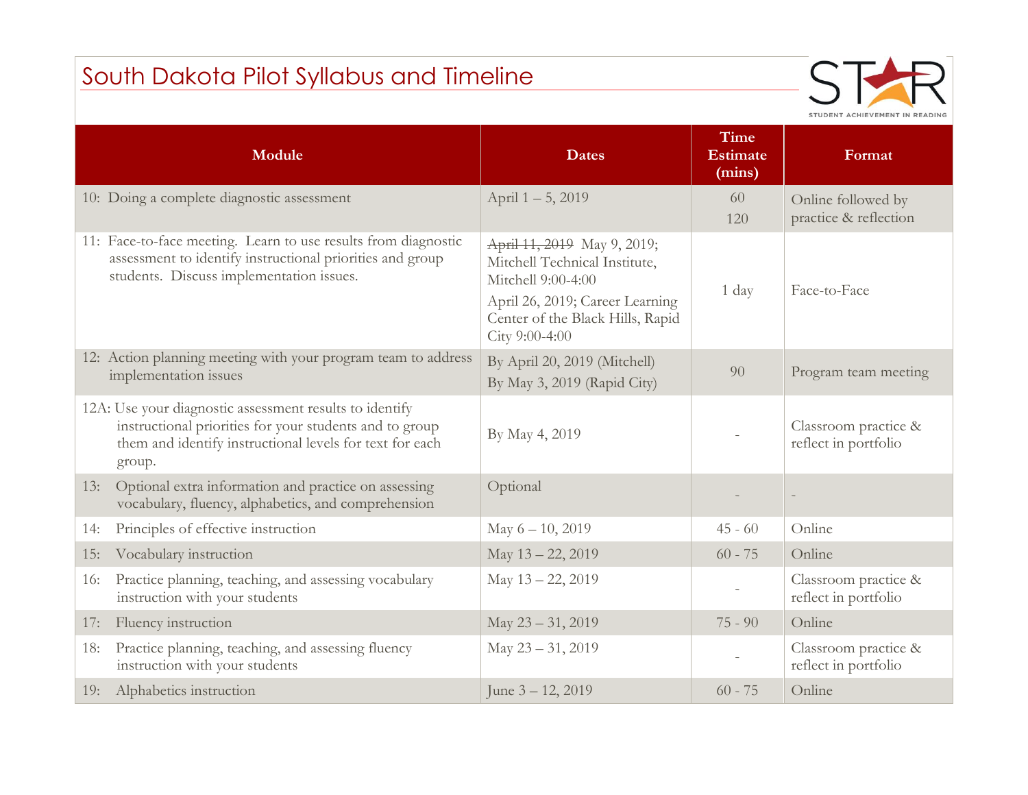# South Dakota Pilot Syllabus and Timeline

| Module | Dates | Time Estimate (mins) | Format |
|---|---|---|---|
| 10: Doing a complete diagnostic assessment | April 1 – 5, 2019 | 60<br>120 | Online followed by practice & reflection |
| 11: Face-to-face meeting. Learn to use results from diagnostic assessment to identify instructional priorities and group students. Discuss implementation issues. | ~~April 11, 2019~~ May 9, 2019; Mitchell Technical Institute, Mitchell 9:00-4:00<br>April 26, 2019; Career Learning Center of the Black Hills, Rapid City 9:00-4:00 | 1 day | Face-to-Face |
| 12: Action planning meeting with your program team to address implementation issues | By April 20, 2019 (Mitchell)<br>By May 3, 2019 (Rapid City) | 90 | Program team meeting |
| 12A: Use your diagnostic assessment results to identify instructional priorities for your students and to group them and identify instructional levels for text for each group. | By May 4, 2019 | - | Classroom practice & reflect in portfolio |
| 13: Optional extra information and practice on assessing vocabulary, fluency, alphabetics, and comprehension | Optional | - | - |
| 14: Principles of effective instruction | May 6 – 10, 2019 | 45 - 60 | Online |
| 15: Vocabulary instruction | May 13 – 22, 2019 | 60 - 75 | Online |
| 16: Practice planning, teaching, and assessing vocabulary instruction with your students | May 13 – 22, 2019 | - | Classroom practice & reflect in portfolio |
| 17: Fluency instruction | May 23 – 31, 2019 | 75 - 90 | Online |
| 18: Practice planning, teaching, and assessing fluency instruction with your students | May 23 – 31, 2019 | - | Classroom practice & reflect in portfolio |
| 19: Alphabetics instruction | June 3 – 12, 2019 | 60 - 75 | Online |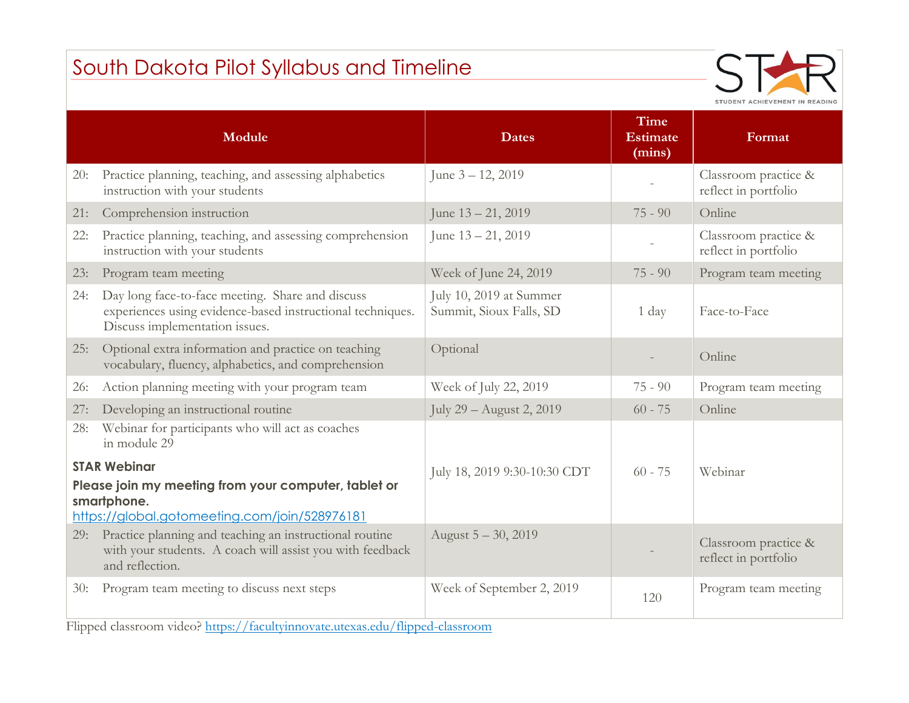# South Dakota Pilot Syllabus and Timeline

STAR
STUDENT ACHIEVEMENT IN READING

| Module | Dates | Time Estimate (mins) | Format |
|---|---|---|---|
| 20: Practice planning, teaching, and assessing alphabetics instruction with your students | June 3 – 12, 2019 | - | Classroom practice & reflect in portfolio |
| 21: Comprehension instruction | June 13 – 21, 2019 | 75 - 90 | Online |
| 22: Practice planning, teaching, and assessing comprehension instruction with your students | June 13 – 21, 2019 | - | Classroom practice & reflect in portfolio |
| 23: Program team meeting | Week of June 24, 2019 | 75 - 90 | Program team meeting |
| 24: Day long face-to-face meeting. Share and discuss experiences using evidence-based instructional techniques. Discuss implementation issues. | July 10, 2019 at Summer Summit, Sioux Falls, SD | 1 day | Face-to-Face |
| 25: Optional extra information and practice on teaching vocabulary, fluency, alphabetics, and comprehension | Optional | - | Online |
| 26: Action planning meeting with your program team | Week of July 22, 2019 | 75 - 90 | Program team meeting |
| 27: Developing an instructional routine | July 29 – August 2, 2019 | 60 - 75 | Online |
| 28: Webinar for participants who will act as coaches in module 29<br>**STAR Webinar**<br>**Please join my meeting from your computer, tablet or smartphone.**<br>https://global.gotomeeting.com/join/528976181 | July 18, 2019 9:30-10:30 CDT | 60 - 75 | Webinar |
| 29: Practice planning and teaching an instructional routine with your students. A coach will assist you with feedback and reflection. | August 5 – 30, 2019 | - | Classroom practice & reflect in portfolio |
| 30: Program team meeting to discuss next steps | Week of September 2, 2019 | 120 | Program team meeting |

Flipped classroom video? https://facultyinnovate.utexas.edu/flipped-classroom